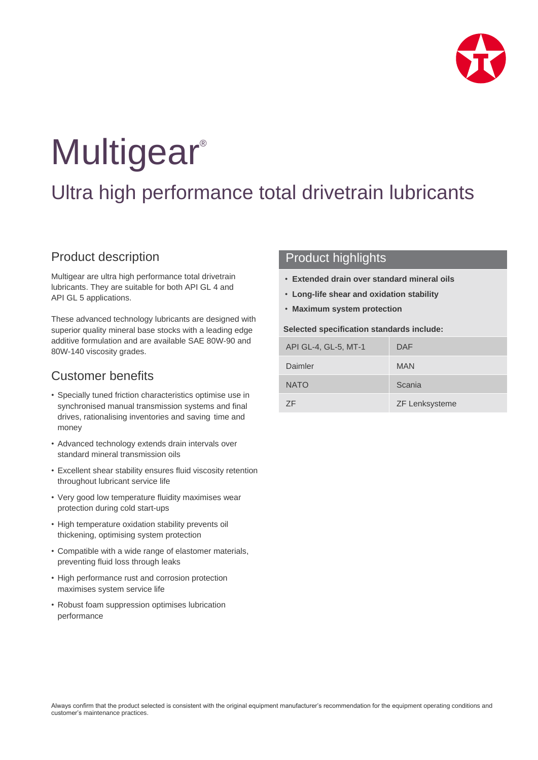# Multigear®

## Ultra high performance total drivetrain lubricants

### Product description

Multigear are ultra high performance total drivetrain lubricants. They are suitable for both API GL 4 and API GL 5 applications.

These advanced technology lubricants are designed with superior quality mineral base stocks with a leading edge additive formulation and are available SAE 80W-90 and 80W-140 viscosity grades.

### Customer benefits

- Specially tuned friction characteristics optimise use in synchronised manual transmission systems and final drives, rationalising inventories and saving time and money
- Advanced technology extends drain intervals over standard mineral transmission oils
- Excellent shear stability ensures fluid viscosity retention throughout lubricant service life
- Very good low temperature fluidity maximises wear protection during cold start-ups
- High temperature oxidation stability prevents oil thickening, optimising system protection
- Compatible with a wide range of elastomer materials, preventing fluid loss through leaks
- High performance rust and corrosion protection maximises system service life
- Robust foam suppression optimises lubrication performance

### Product highlights

- **Extended drain over standard mineral oils**
- **Long-life shear and oxidation stability**
- **Maximum system protection**

**Selected specification standards include:**

| | |
|---|---|
| API GL-4, GL-5, MT-1 | DAF |
| Daimler | MAN |
| NATO | Scania |
| ZF | ZF Lenksysteme |

Always confirm that the product selected is consistent with the original equipment manufacturer's recommendation for the equipment operating conditions and customer's maintenance practices.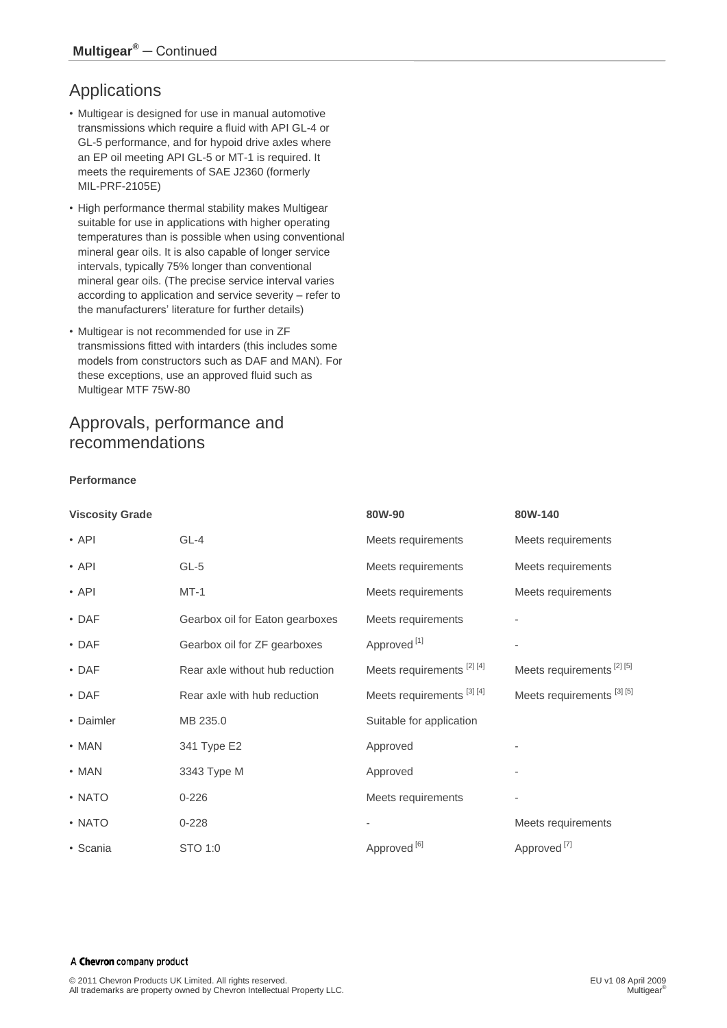## Applications

- Multigear is designed for use in manual automotive transmissions which require a fluid with API GL-4 or GL-5 performance, and for hypoid drive axles where an EP oil meeting API GL-5 or MT-1 is required. It meets the requirements of SAE J2360 (formerly MIL-PRF-2105E)
- High performance thermal stability makes Multigear suitable for use in applications with higher operating temperatures than is possible when using conventional mineral gear oils. It is also capable of longer service intervals, typically 75% longer than conventional mineral gear oils. (The precise service interval varies according to application and service severity – refer to the manufacturers' literature for further details)
- Multigear is not recommended for use in ZF transmissions fitted with intarders (this includes some models from constructors such as DAF and MAN). For these exceptions, use an approved fluid such as Multigear MTF 75W-80

## Approvals, performance and recommendations

**Performance**

| **Viscosity Grade** | | **80W-90** | **80W-140** |
|---|---|---|---|
| • API | GL-4 | Meets requirements | Meets requirements |
| • API | GL-5 | Meets requirements | Meets requirements |
| • API | MT-1 | Meets requirements | Meets requirements |
| • DAF | Gearbox oil for Eaton gearboxes | Meets requirements | - |
| • DAF | Gearbox oil for ZF gearboxes | Approved [1] | - |
| • DAF | Rear axle without hub reduction | Meets requirements [2] [4] | Meets requirements [2] [5] |
| • DAF | Rear axle with hub reduction | Meets requirements [3] [4] | Meets requirements [3] [5] |
| • Daimler | MB 235.0 | Suitable for application | |
| • MAN | 341 Type E2 | Approved | - |
| • MAN | 3343 Type M | Approved | - |
| • NATO | 0-226 | Meets requirements | - |
| • NATO | 0-228 | - | Meets requirements |
| • Scania | STO 1:0 | Approved [6] | Approved [7] |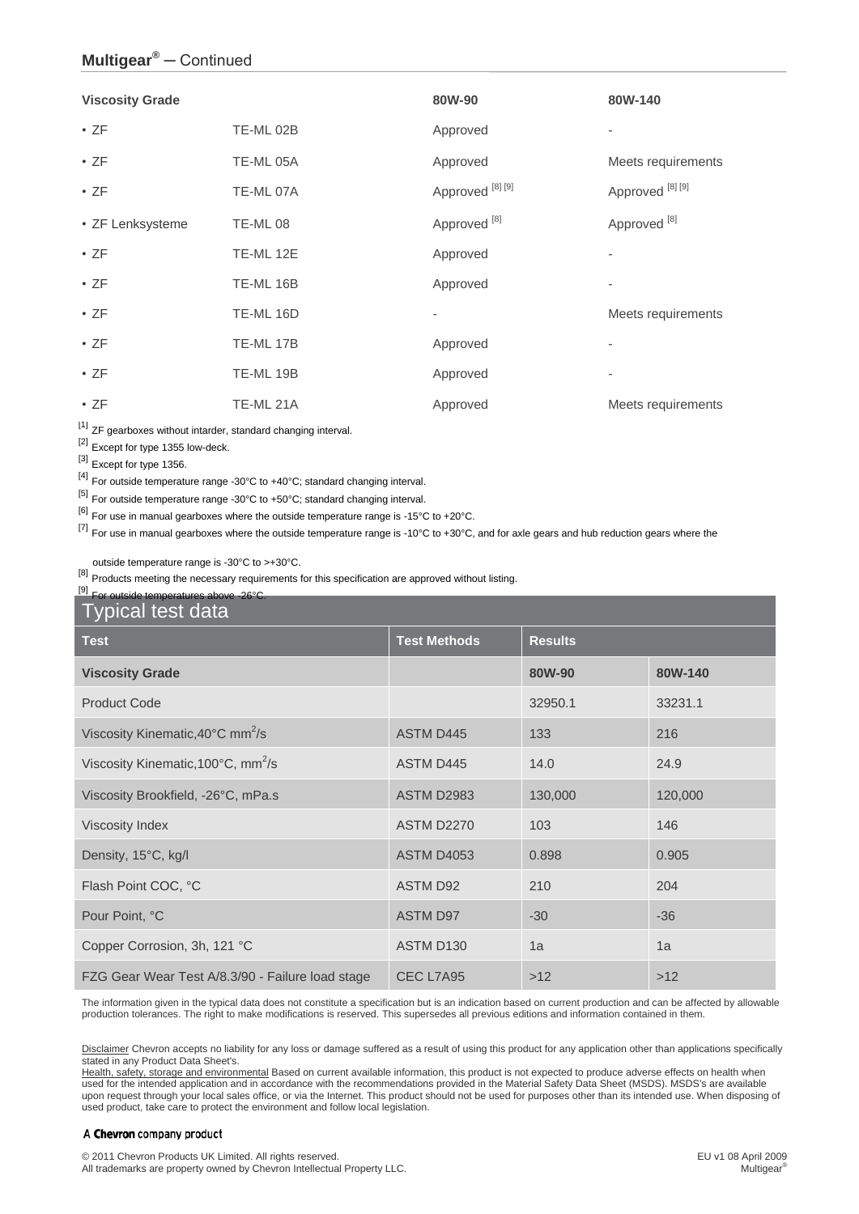## Multigear® — Continued

| Viscosity Grade | | 80W-90 | 80W-140 |
|---|---|---|---|
| • ZF | TE-ML 02B | Approved | - |
| • ZF | TE-ML 05A | Approved | Meets requirements |
| • ZF | TE-ML 07A | Approved [8] [9] | Approved [8] [9] |
| • ZF Lenksysteme | TE-ML 08 | Approved [8] | Approved [8] |
| • ZF | TE-ML 12E | Approved | - |
| • ZF | TE-ML 16B | Approved | - |
| • ZF | TE-ML 16D | - | Meets requirements |
| • ZF | TE-ML 17B | Approved | - |
| • ZF | TE-ML 19B | Approved | - |
| • ZF | TE-ML 21A | Approved | Meets requirements |

[1] ZF gearboxes without intarder, standard changing interval.
[2] Except for type 1355 low-deck.
[3] Except for type 1356.
[4] For outside temperature range -30°C to +40°C; standard changing interval.
[5] For outside temperature range -30°C to +50°C; standard changing interval.
[6] For use in manual gearboxes where the outside temperature range is -15°C to +20°C.
[7] For use in manual gearboxes where the outside temperature range is -10°C to +30°C, and for axle gears and hub reduction gears where the outside temperature range is -30°C to >+30°C.
[8] Products meeting the necessary requirements for this specification are approved without listing.
[9] For outside temperatures above -26°C.

## Typical test data

| Test | Test Methods | Results | |
|---|---|---|---|
| **Viscosity Grade** | | **80W-90** | **80W-140** |
| Product Code | | 32950.1 | 33231.1 |
| Viscosity Kinematic,40°C $mm^2/s$ | ASTM D445 | 133 | 216 |
| Viscosity Kinematic,100°C, $mm^2/s$ | ASTM D445 | 14.0 | 24.9 |
| Viscosity Brookfield, -26°C, mPa.s | ASTM D2983 | 130,000 | 120,000 |
| Viscosity Index | ASTM D2270 | 103 | 146 |
| Density, 15°C, kg/l | ASTM D4053 | 0.898 | 0.905 |
| Flash Point COC, °C | ASTM D92 | 210 | 204 |
| Pour Point, °C | ASTM D97 | -30 | -36 |
| Copper Corrosion, 3h, 121 °C | ASTM D130 | 1a | 1a |
| FZG Gear Wear Test A/8.3/90 - Failure load stage | CEC L7A95 | >12 | >12 |

The information given in the typical data does not constitute a specification but is an indication based on current production and can be affected by allowable production tolerances. The right to make modifications is reserved. This supersedes all previous editions and information contained in them.

Disclaimer Chevron accepts no liability for any loss or damage suffered as a result of using this product for any application other than applications specifically stated in any Product Data Sheet's.
Health, safety, storage and environmental Based on current available information, this product is not expected to produce adverse effects on health when used for the intended application and in accordance with the recommendations provided in the Material Safety Data Sheet (MSDS). MSDS's are available upon request through your local sales office, or via the Internet. This product should not be used for purposes other than its intended use. When disposing of used product, take care to protect the environment and follow local legislation.

A Chevron company product

© 2011 Chevron Products UK Limited. All rights reserved.
All trademarks are property owned by Chevron Intellectual Property LLC.

EU v1 08 April 2009
Multigear®